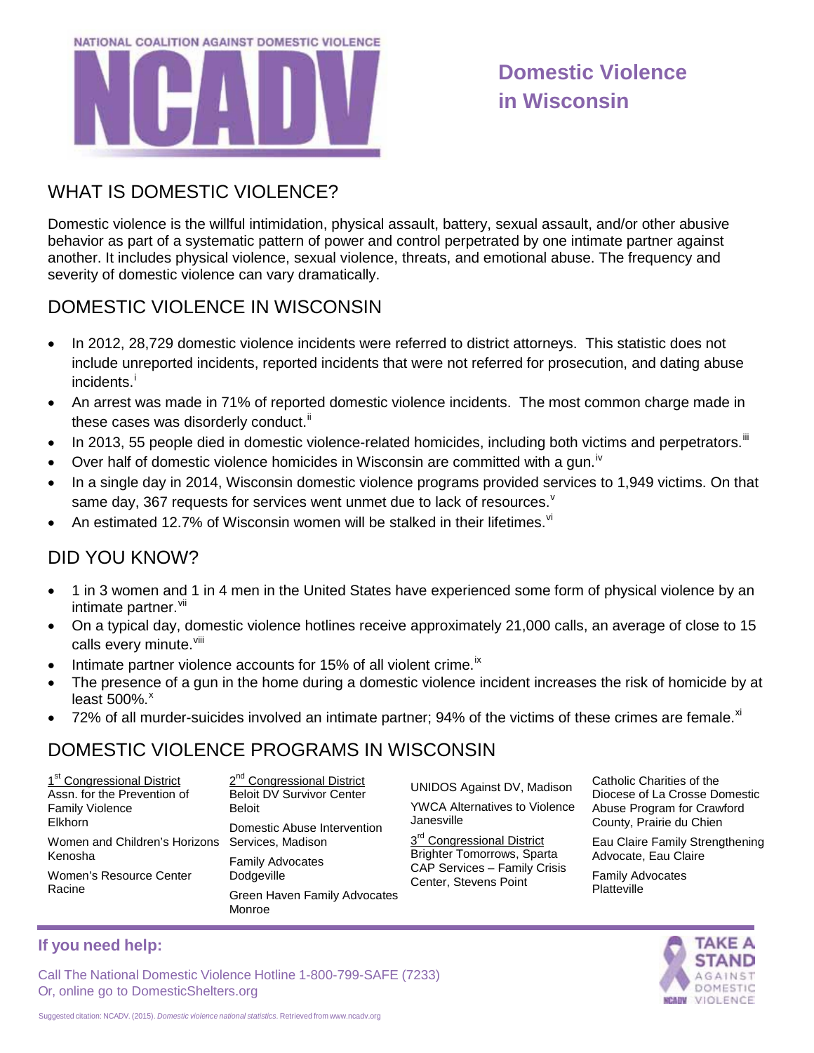NATIONAL COALITION AGAINST DOMESTIC VIOLENCE

NCADV

# Domestic Violence in Wisconsin

## WHAT IS DOMESTIC VIOLENCE?

Domestic violence is the willful intimidation, physical assault, battery, sexual assault, and/or other abusive behavior as part of a systematic pattern of power and control perpetrated by one intimate partner against another. It includes physical violence, sexual violence, threats, and emotional abuse. The frequency and severity of domestic violence can vary dramatically.

## DOMESTIC VIOLENCE IN WISCONSIN

- In 2012, 28,729 domestic violence incidents were referred to district attorneys. This statistic does not include unreported incidents, reported incidents that were not referred for prosecution, and dating abuse incidents.[i]
- An arrest was made in 71% of reported domestic violence incidents. The most common charge made in these cases was disorderly conduct.[ii]
- In 2013, 55 people died in domestic violence-related homicides, including both victims and perpetrators.[iii]
- Over half of domestic violence homicides in Wisconsin are committed with a gun.[iv]
- In a single day in 2014, Wisconsin domestic violence programs provided services to 1,949 victims. On that same day, 367 requests for services went unmet due to lack of resources.[v]
- An estimated 12.7% of Wisconsin women will be stalked in their lifetimes.[vi]

## DID YOU KNOW?

- 1 in 3 women and 1 in 4 men in the United States have experienced some form of physical violence by an intimate partner.[vii]
- On a typical day, domestic violence hotlines receive approximately 21,000 calls, an average of close to 15 calls every minute.[viii]
- Intimate partner violence accounts for 15% of all violent crime.[ix]
- The presence of a gun in the home during a domestic violence incident increases the risk of homicide by at least 500%.[x]
- 72% of all murder-suicides involved an intimate partner; 94% of the victims of these crimes are female.[xi]

## DOMESTIC VIOLENCE PROGRAMS IN WISCONSIN

1st Congressional District

Assn. for the Prevention of Family Violence
Elkhorn

Women and Children's Horizons
Kenosha

Women's Resource Center
Racine

2nd Congressional District

Beloit DV Survivor Center
Beloit

Domestic Abuse Intervention Services, Madison

Family Advocates
Dodgeville

Green Haven Family Advocates
Monroe

UNIDOS Against DV, Madison

YWCA Alternatives to Violence
Janesville

3rd Congressional District

Brighter Tomorrows, Sparta

CAP Services – Family Crisis Center, Stevens Point

Catholic Charities of the Diocese of La Crosse Domestic Abuse Program for Crawford County, Prairie du Chien

Eau Claire Family Strengthening Advocate, Eau Claire

Family Advocates
Platteville

**If you need help:**

Call The National Domestic Violence Hotline 1-800-799-SAFE (7233)
Or, online go to DomesticShelters.org

TAKE A STAND AGAINST DOMESTIC VIOLENCE

Suggested citation: NCADV. (2015). *Domestic violence national statistics*. Retrieved from www.ncadv.org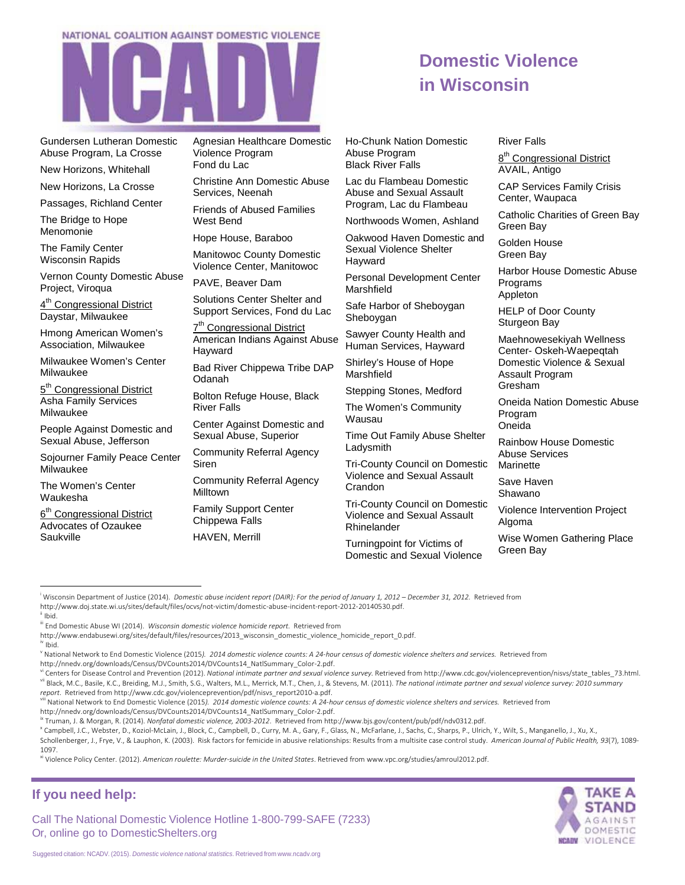# Domestic Violence in Wisconsin

Gundersen Lutheran Domestic Abuse Program, La Crosse

New Horizons, Whitehall

New Horizons, La Crosse

Passages, Richland Center

The Bridge to Hope Menomonie

The Family Center Wisconsin Rapids

Vernon County Domestic Abuse Project, Viroqua

4th Congressional District

Daystar, Milwaukee

Hmong American Women's Association, Milwaukee

Milwaukee Women's Center Milwaukee

5th Congressional District

Asha Family Services Milwaukee

People Against Domestic and Sexual Abuse, Jefferson

Sojourner Family Peace Center Milwaukee

The Women's Center Waukesha

6th Congressional District

Advocates of Ozaukee Saukville

Agnesian Healthcare Domestic Violence Program Fond du Lac

Christine Ann Domestic Abuse Services, Neenah

Friends of Abused Families West Bend

Hope House, Baraboo

Manitowoc County Domestic Violence Center, Manitowoc

PAVE, Beaver Dam

Solutions Center Shelter and Support Services, Fond du Lac

7th Congressional District

American Indians Against Abuse Hayward

Bad River Chippewa Tribe DAP Odanah

Bolton Refuge House, Black River Falls

Center Against Domestic and Sexual Abuse, Superior

Community Referral Agency Siren

Community Referral Agency Milltown

Family Support Center Chippewa Falls

HAVEN, Merrill

Ho-Chunk Nation Domestic Abuse Program Black River Falls

Lac du Flambeau Domestic Abuse and Sexual Assault Program, Lac du Flambeau

Northwoods Women, Ashland

Oakwood Haven Domestic and Sexual Violence Shelter Hayward

Personal Development Center Marshfield

Safe Harbor of Sheboygan Sheboygan

Sawyer County Health and Human Services, Hayward

Shirley's House of Hope Marshfield

Stepping Stones, Medford

The Women's Community Wausau

Time Out Family Abuse Shelter Ladysmith

Tri-County Council on Domestic Violence and Sexual Assault Crandon

Tri-County Council on Domestic Violence and Sexual Assault Rhinelander

Turningpoint for Victims of Domestic and Sexual Violence River Falls

8th Congressional District

AVAIL, Antigo

CAP Services Family Crisis Center, Waupaca

Catholic Charities of Green Bay Green Bay

Golden House Green Bay

Harbor House Domestic Abuse Programs Appleton

HELP of Door County Sturgeon Bay

Maehnowesekiyah Wellness Center- Oskeh-Waepeqtah Domestic Violence & Sexual Assault Program Gresham

Oneida Nation Domestic Abuse Program Oneida

Rainbow House Domestic Abuse Services Marinette

Save Haven Shawano

Violence Intervention Project Algoma

Wise Women Gathering Place Green Bay

---

[i] Wisconsin Department of Justice (2014). *Domestic abuse incident report (DAIR): For the period of January 1, 2012 – December 31, 2012*. Retrieved from http://www.doj.state.wi.us/sites/default/files/ocvs/not-victim/domestic-abuse-incident-report-2012-20140530.pdf.

[ii] Ibid.

[iii] End Domestic Abuse WI (2014). *Wisconsin domestic violence homicide report*. Retrieved from http://www.endabusewi.org/sites/default/files/resources/2013_wisconsin_domestic_violence_homicide_report_0.pdf.

[iv] Ibid.

[v] National Network to End Domestic Violence (2015*). 2014 domestic violence counts: A 24-hour census of domestic violence shelters and services.* Retrieved from http://nnedv.org/downloads/Census/DVCounts2014/DVCounts14_NatlSummary_Color-2.pdf.

[vi] Centers for Disease Control and Prevention (2012). *National intimate partner and sexual violence survey.* Retrieved from http://www.cdc.gov/violenceprevention/nisvs/state_tables_73.html.

[vii] Black, M.C., Basile, K.C., Breiding, M.J., Smith, S.G., Walters, M.L., Merrick, M.T., Chen, J., & Stevens, M. (2011). *The national intimate partner and sexual violence survey: 2010 summary report*. Retrieved from http://www.cdc.gov/violenceprevention/pdf/nisvs_report2010-a.pdf.

[viii] National Network to End Domestic Violence (2015*). 2014 domestic violence counts: A 24-hour census of domestic violence shelters and services.* Retrieved from http://nnedv.org/downloads/Census/DVCounts2014/DVCounts14_NatlSummary_Color-2.pdf.

[ix] Truman, J. & Morgan, R. (2014). *Nonfatal domestic violence, 2003-2012*. Retrieved from http://www.bjs.gov/content/pub/pdf/ndv0312.pdf.

[x] Campbell, J.C., Webster, D., Koziol-McLain, J., Block, C., Campbell, D., Curry, M. A., Gary, F., Glass, N., McFarlane, J., Sachs, C., Sharps, P., Ulrich, Y., Wilt, S., Manganello, J., Xu, X., Schollenberger, J., Frye, V., & Lauphon, K. (2003). Risk factors for femicide in abusive relationships: Results from a multisite case control study. *American Journal of Public Health, 93*(7), 1089-1097.

[xi] Violence Policy Center. (2012). *American roulette: Murder-suicide in the United States*. Retrieved from www.vpc.org/studies/amroul2012.pdf.

## If you need help:

Call The National Domestic Violence Hotline 1-800-799-SAFE (7233)
Or, online go to DomesticShelters.org

Suggested citation: NCADV. (2015). *Domestic violence national statistics*. Retrieved from www.ncadv.org